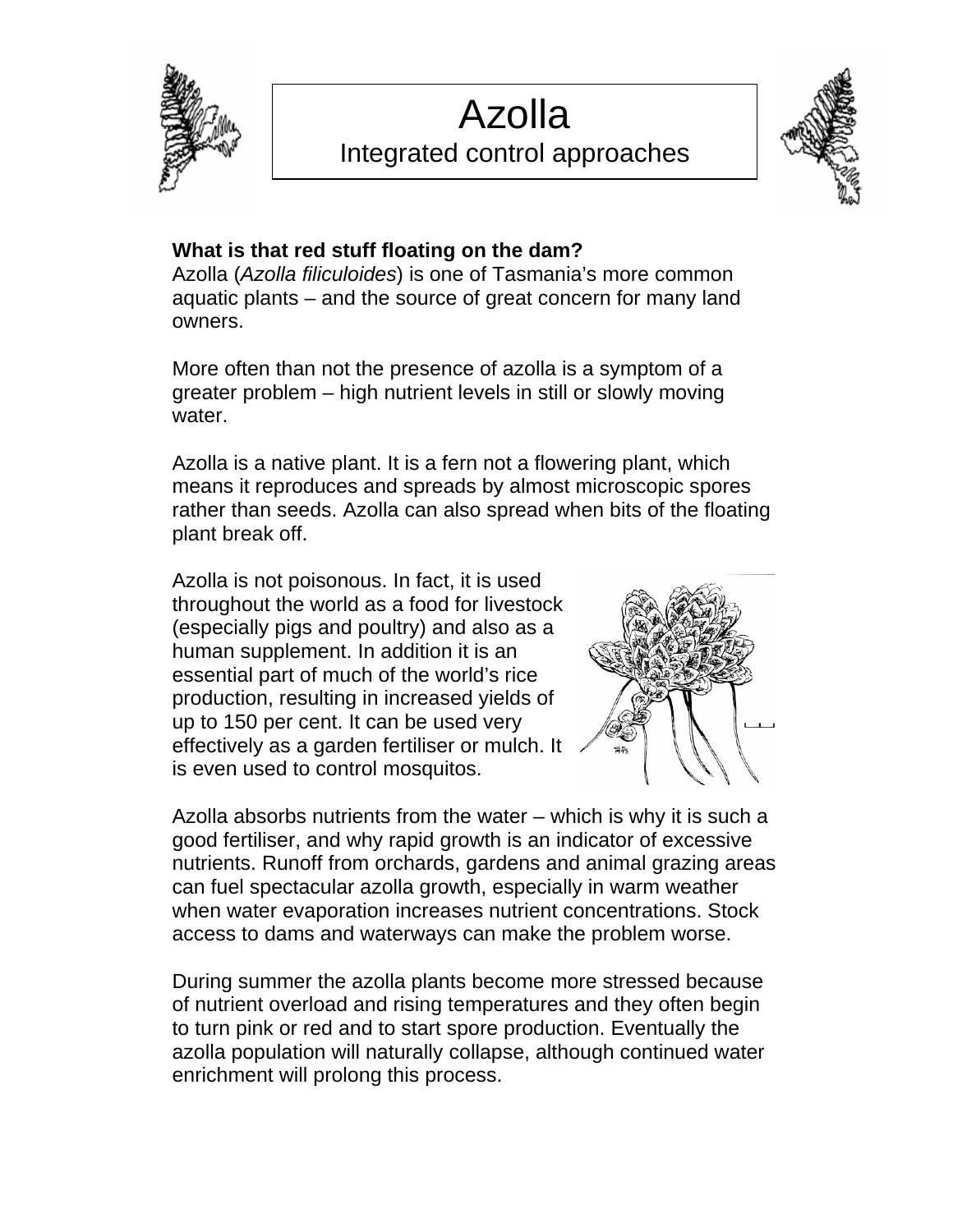# Azolla

## Integrated control approaches

**What is that red stuff floating on the dam?**

Azolla (*Azolla filiculoides*) is one of Tasmania's more common aquatic plants – and the source of great concern for many land owners.

More often than not the presence of azolla is a symptom of a greater problem – high nutrient levels in still or slowly moving water.

Azolla is a native plant. It is a fern not a flowering plant, which means it reproduces and spreads by almost microscopic spores rather than seeds. Azolla can also spread when bits of the floating plant break off.

Azolla is not poisonous. In fact, it is used throughout the world as a food for livestock (especially pigs and poultry) and also as a human supplement. In addition it is an essential part of much of the world's rice production, resulting in increased yields of up to 150 per cent. It can be used very effectively as a garden fertiliser or mulch. It is even used to control mosquitos.

Azolla absorbs nutrients from the water – which is why it is such a good fertiliser, and why rapid growth is an indicator of excessive nutrients. Runoff from orchards, gardens and animal grazing areas can fuel spectacular azolla growth, especially in warm weather when water evaporation increases nutrient concentrations. Stock access to dams and waterways can make the problem worse.

During summer the azolla plants become more stressed because of nutrient overload and rising temperatures and they often begin to turn pink or red and to start spore production. Eventually the azolla population will naturally collapse, although continued water enrichment will prolong this process.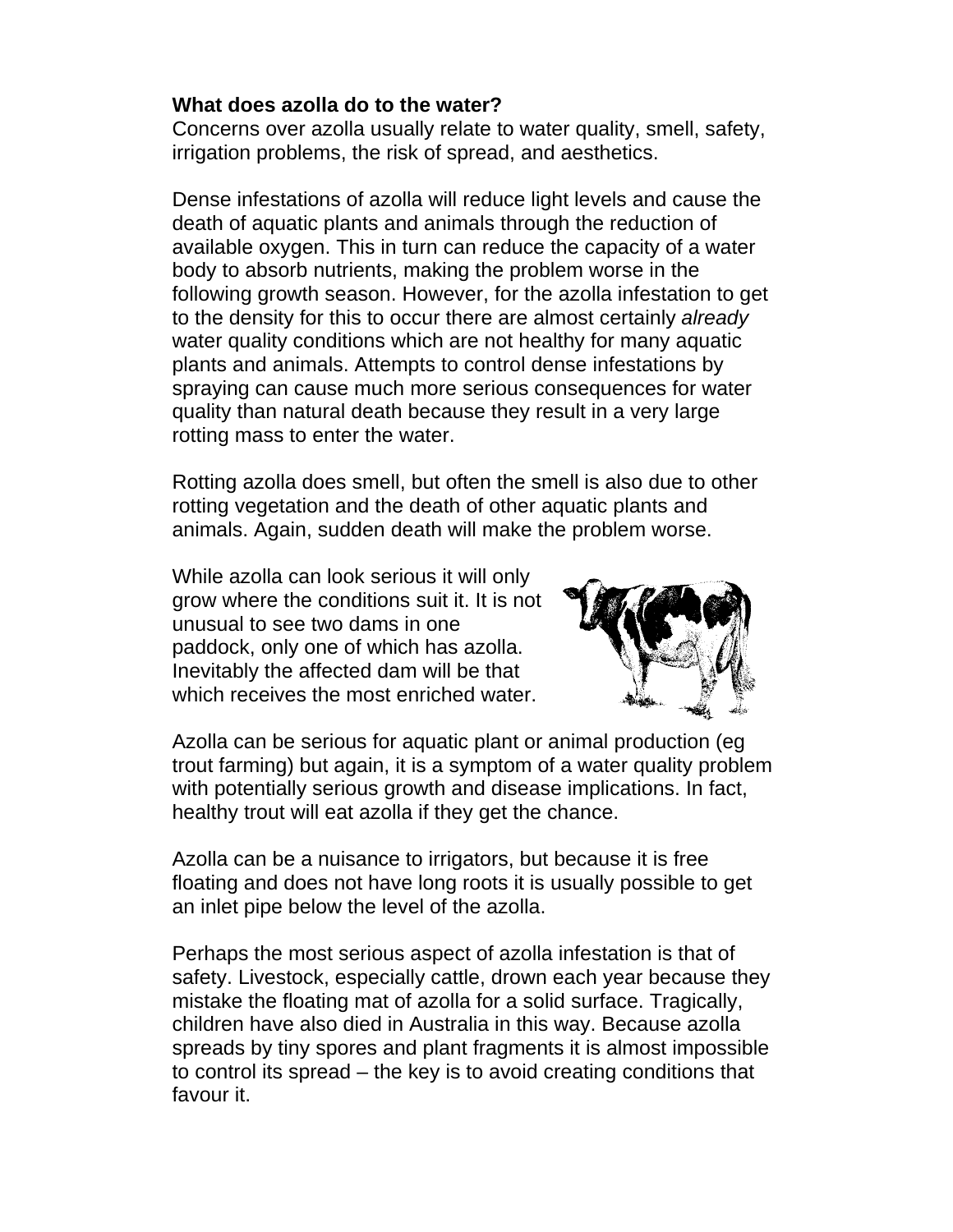**What does azolla do to the water?**

Concerns over azolla usually relate to water quality, smell, safety, irrigation problems, the risk of spread, and aesthetics.

Dense infestations of azolla will reduce light levels and cause the death of aquatic plants and animals through the reduction of available oxygen. This in turn can reduce the capacity of a water body to absorb nutrients, making the problem worse in the following growth season. However, for the azolla infestation to get to the density for this to occur there are almost certainly *already* water quality conditions which are not healthy for many aquatic plants and animals. Attempts to control dense infestations by spraying can cause much more serious consequences for water quality than natural death because they result in a very large rotting mass to enter the water.

Rotting azolla does smell, but often the smell is also due to other rotting vegetation and the death of other aquatic plants and animals. Again, sudden death will make the problem worse.

While azolla can look serious it will only grow where the conditions suit it. It is not unusual to see two dams in one paddock, only one of which has azolla. Inevitably the affected dam will be that which receives the most enriched water.

Azolla can be serious for aquatic plant or animal production (eg trout farming) but again, it is a symptom of a water quality problem with potentially serious growth and disease implications. In fact, healthy trout will eat azolla if they get the chance.

Azolla can be a nuisance to irrigators, but because it is free floating and does not have long roots it is usually possible to get an inlet pipe below the level of the azolla.

Perhaps the most serious aspect of azolla infestation is that of safety. Livestock, especially cattle, drown each year because they mistake the floating mat of azolla for a solid surface. Tragically, children have also died in Australia in this way. Because azolla spreads by tiny spores and plant fragments it is almost impossible to control its spread – the key is to avoid creating conditions that favour it.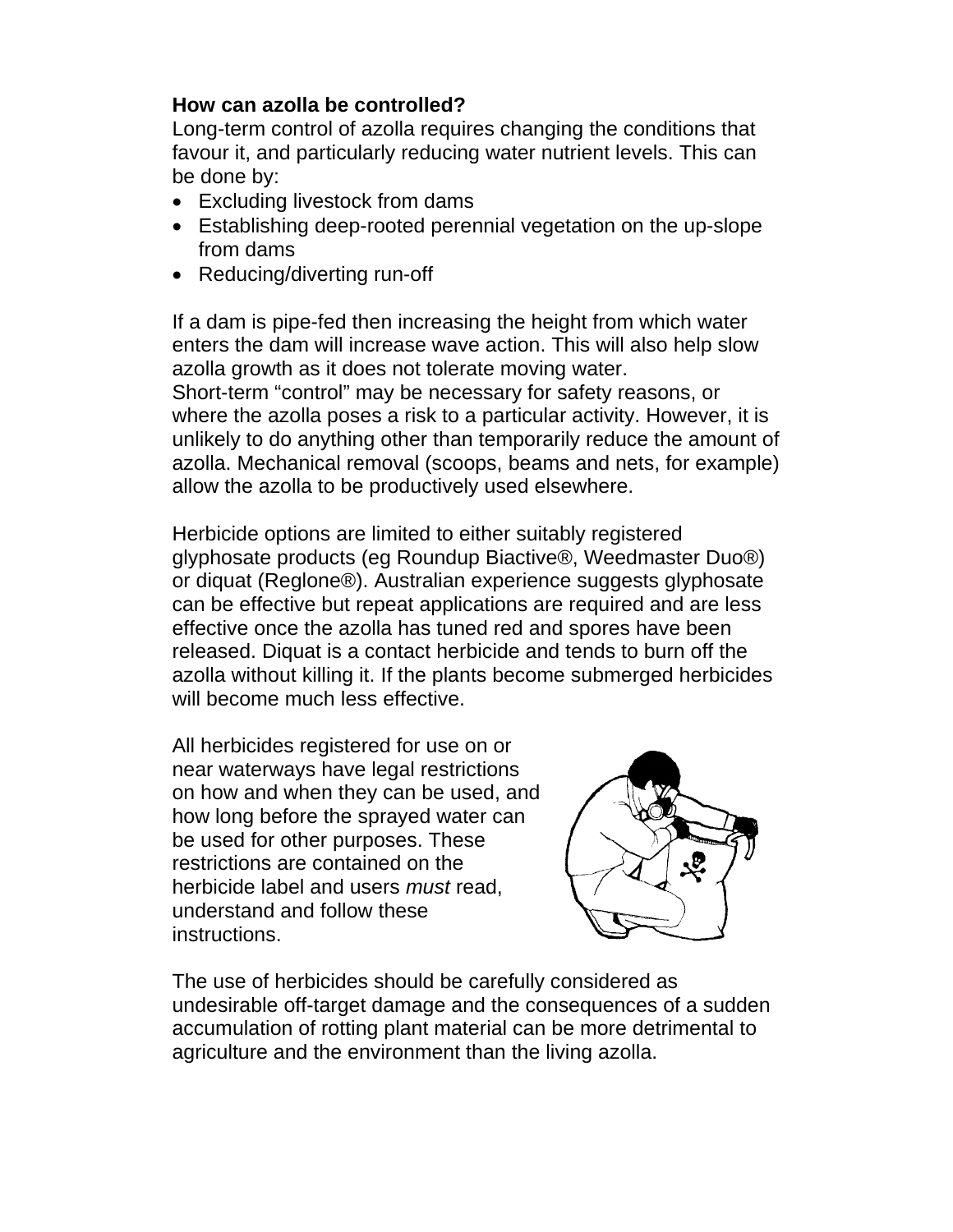**How can azolla be controlled?**

Long-term control of azolla requires changing the conditions that favour it, and particularly reducing water nutrient levels. This can be done by:

- Excluding livestock from dams
- Establishing deep-rooted perennial vegetation on the up-slope from dams
- Reducing/diverting run-off

If a dam is pipe-fed then increasing the height from which water enters the dam will increase wave action. This will also help slow azolla growth as it does not tolerate moving water.
Short-term “control” may be necessary for safety reasons, or where the azolla poses a risk to a particular activity. However, it is unlikely to do anything other than temporarily reduce the amount of azolla. Mechanical removal (scoops, beams and nets, for example) allow the azolla to be productively used elsewhere.

Herbicide options are limited to either suitably registered glyphosate products (eg Roundup Biactive®, Weedmaster Duo®) or diquat (Reglone®). Australian experience suggests glyphosate can be effective but repeat applications are required and are less effective once the azolla has tuned red and spores have been released. Diquat is a contact herbicide and tends to burn off the azolla without killing it. If the plants become submerged herbicides will become much less effective.

All herbicides registered for use on or near waterways have legal restrictions on how and when they can be used, and how long before the sprayed water can be used for other purposes. These restrictions are contained on the herbicide label and users *must* read, understand and follow these instructions.

The use of herbicides should be carefully considered as undesirable off-target damage and the consequences of a sudden accumulation of rotting plant material can be more detrimental to agriculture and the environment than the living azolla.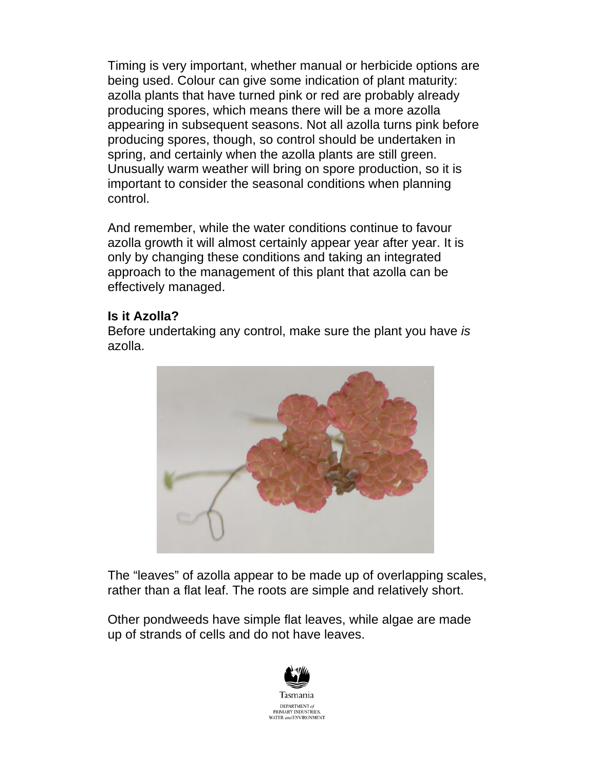Timing is very important, whether manual or herbicide options are being used. Colour can give some indication of plant maturity: azolla plants that have turned pink or red are probably already producing spores, which means there will be a more azolla appearing in subsequent seasons. Not all azolla turns pink before producing spores, though, so control should be undertaken in spring, and certainly when the azolla plants are still green. Unusually warm weather will bring on spore production, so it is important to consider the seasonal conditions when planning control.

And remember, while the water conditions continue to favour azolla growth it will almost certainly appear year after year. It is only by changing these conditions and taking an integrated approach to the management of this plant that azolla can be effectively managed.

**Is it Azolla?**

Before undertaking any control, make sure the plant you have *is* azolla.

The "leaves" of azolla appear to be made up of overlapping scales, rather than a flat leaf. The roots are simple and relatively short.

Other pondweeds have simple flat leaves, while algae are made up of strands of cells and do not have leaves.

Tasmania

DEPARTMENT *of* PRIMARY INDUSTRIES, WATER *and* ENVIRONMENT